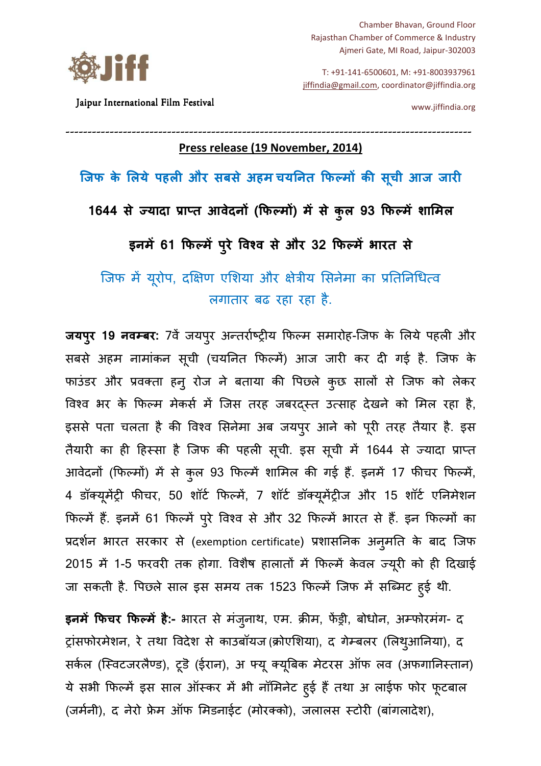Jiff

Jaipur International Film Festival

Chamber Bhavan, Ground Floor
Rajasthan Chamber of Commerce & Industry
Ajmeri Gate, MI Road, Jaipur-302003

T: +91-141-6500601, M: +91-8003937961
jiffindia@gmail.com, coordinator@jiffindia.org

www.jiffindia.org

---

**Press release (19 November, 2014)**

## जिफ के लिये पहली और सबसे अहम चयनित फिल्मों की सूची आज जारी

### 1644 से ज्यादा प्राप्त आवेदनों (फिल्मों) में से कुल 93 फिल्में शामिल

### इनमें 61 फिल्में पुरे विश्व से और 32 फिल्में भारत से

जिफ में यूरोप, दक्षिण एशिया और क्षेत्रीय सिनेमा का प्रतिनिधित्व लगातार बढ रहा रहा है.

**जयपुर 19 नवम्बर:** 7वें जयपुर अन्तर्राष्ट्रीय फिल्म समारोह-जिफ के लिये पहली और सबसे अहम नामांकन सूची (चयनित फिल्में) आज जारी कर दी गई है. जिफ के फाउंडर और प्रवक्ता हनु रोज ने बताया की पिछले कुछ सालों से जिफ को लेकर विश्व भर के फिल्म मेकर्स में जिस तरह जबरदस्त उत्साह देखने को मिल रहा है, इससे पता चलता है की विश्व सिनेमा अब जयपुर आने को पूरी तरह तैयार है. इस तैयारी का ही हिस्सा है जिफ की पहली सूची. इस सूची में 1644 से ज्यादा प्राप्त आवेदनों (फिल्मों) में से कुल 93 फिल्में शामिल की गई हैं. इनमें 17 फीचर फिल्में, 4 डॉक्यूमेंट्री फीचर, 50 शॉर्ट फिल्में, 7 शॉर्ट डॉक्यूमेंट्रीज और 15 शॉर्ट एनिमेशन फिल्में हैं. इनमें 61 फिल्में पुरे विश्व से और 32 फिल्में भारत से हैं. इन फिल्मों का प्रदर्शन भारत सरकार से (exemption certificate) प्रशासनिक अनुमति के बाद जिफ 2015 में 1-5 फरवरी तक होगा. विशैष हालातों में फिल्में केवल ज्यूरी को ही दिखाई जा सकती है. पिछले साल इस समय तक 1523 फिल्में जिफ में सब्मिट हुई थी.

**इनमें फिचर फिल्में है:-** भारत से मंजुनाथ, एम. क्रीम, फेंड्री, बोधोन, अम्फोरमंग- द ट्रांसफोरमेशन, रे तथा विदेश से काउबॉयज (क्रोएशिया), द गेम्बलर (लिथुआनिया), द सर्कल (स्विटजरलैण्ड), टूडे (ईरान), अ फ्यू क्यूबिक मेटरस ऑफ लव (अफगानिस्तान) ये सभी फिल्में इस साल ऑस्कर में भी नॉमिनेट हुई हैं तथा अ लाईफ फोर फूटबाल (जर्मनी), द नेरो फ्रेम ऑफ मिडनाईट (मोरक्को), जलालस स्टोरी (बांगलादेश),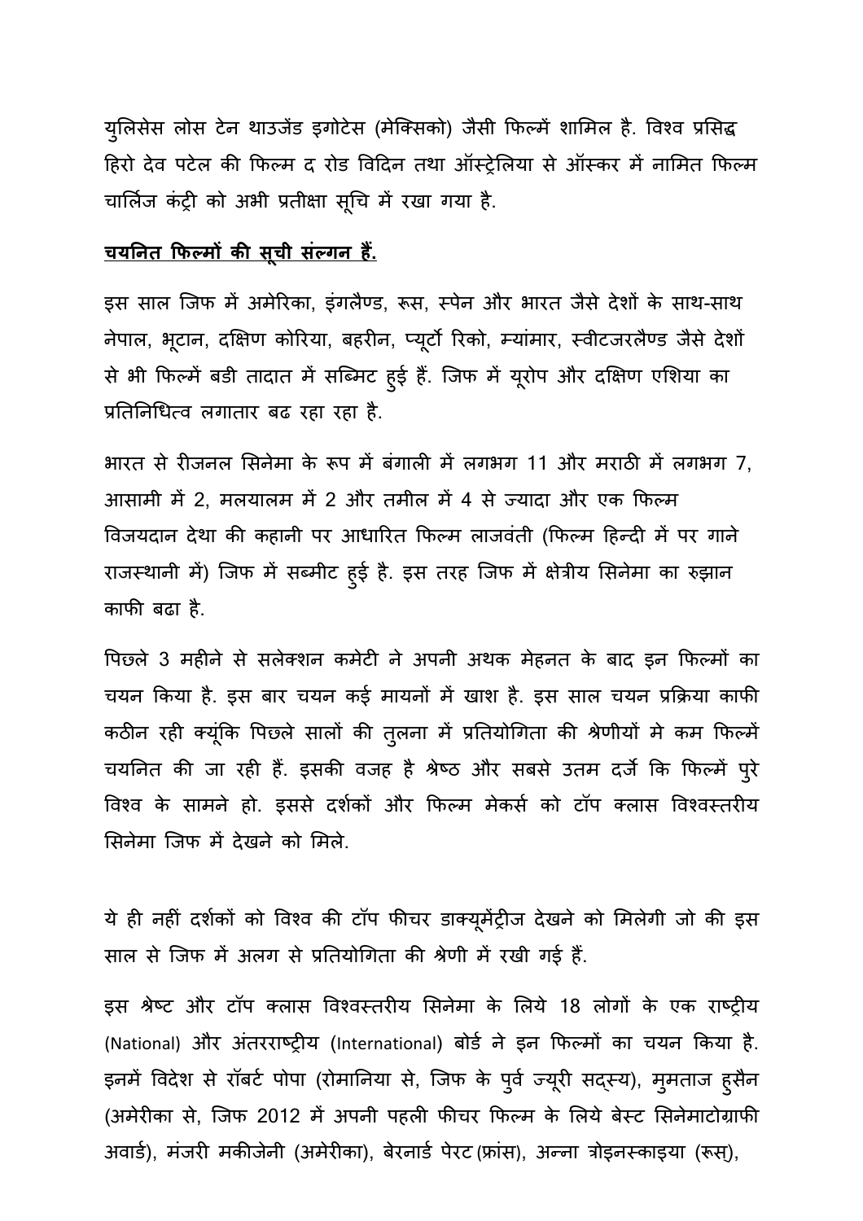युलिसेस लोस टेन थाउजेंड इगोटेस (मेक्सिको) जैसी फिल्में शामिल है. विश्व प्रसिद्ध हिरो देव पटेल की फिल्म द रोड विदिन तथा ऑस्ट्रेलिया से ऑस्कर में नामित फिल्म चार्लिज कंट्री को अभी प्रतीक्षा सूचि में रखा गया है.

**<u>चयनित फिल्मों की सूची संल्गन हैं.</u>**

इस साल जिफ में अमेरिका, इंगलैण्ड, रूस, स्पेन और भारत जैसे देशों के साथ-साथ नेपाल, भूटान, दक्षिण कोरिया, बहरीन, प्यूर्टो रिको, म्यांमार, स्वीटजरलैण्ड जैसे देशों से भी फिल्में बडी तादात में सब्मिट हुई हैं. जिफ में यूरोप और दक्षिण एशिया का प्रतिनिधित्व लगातार बढ रहा रहा है.

भारत से रीजनल सिनेमा के रूप में बंगाली में लगभग 11 और मराठी में लगभग 7, आसामी में 2, मलयालम में 2 और तमील में 4 से ज्यादा और एक फिल्म विजयदान देथा की कहानी पर आधारित फिल्म लाजवंती (फिल्म हिन्दी में पर गाने राजस्थानी में) जिफ में सब्मीट हुई है. इस तरह जिफ में क्षेत्रीय सिनेमा का रुझान काफी बढा है.

पिछले 3 महीने से सलेक्शन कमेटी ने अपनी अथक मेहनत के बाद इन फिल्मों का चयन किया है. इस बार चयन कई मायनों में खाश है. इस साल चयन प्रक्रिया काफी कठीन रही क्यूंकि पिछले सालों की तुलना में प्रतियोगिता की श्रेणीयों मे कम फिल्में चयनित की जा रही हैं. इसकी वजह है श्रेष्ठ और सबसे उतम दर्जे कि फिल्में पुरे विश्व के सामने हो. इससे दर्शकों और फिल्म मेकर्स को टॉप क्लास विश्वस्तरीय सिनेमा जिफ में देखने को मिले.

ये ही नहीं दर्शकों को विश्व की टॉप फीचर डाक्यूमेंट्रीज देखने को मिलेगी जो की इस साल से जिफ में अलग से प्रतियोगिता की श्रेणी में रखी गई हैं.

इस श्रेष्ट और टॉप क्लास विश्वस्तरीय सिनेमा के लिये 18 लोगों के एक राष्ट्रीय (National) और अंतरराष्ट्रीय (International) बोर्ड ने इन फिल्मों का चयन किया है. इनमें विदेश से रॉबर्ट पोपा (रोमानिया से, जिफ के पुर्व ज्यूरी सद्स्य), मुमताज हुसैन (अमेरीका से, जिफ 2012 में अपनी पहली फीचर फिल्म के लिये बेस्ट सिनेमाटोग्राफी अवार्ड), मंजरी मकीजेनी (अमेरीका), बेरनार्ड पेरट (फ्रांस), अन्ना त्रोइनस्काइया (रूस),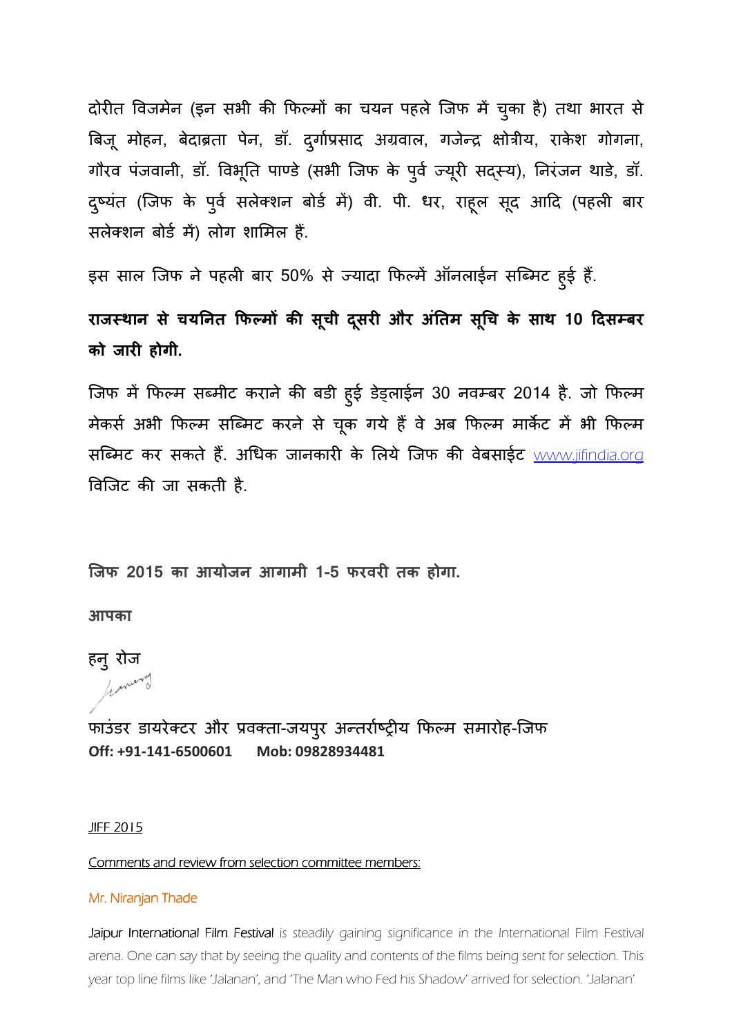दोरीत विजमेन (इन सभी की फिल्मों का चयन पहले जिफ में चुका है) तथा भारत से बिजू मोहन, बेदाब्रता पेन, डॉ. दुर्गाप्रसाद अग्रवाल, गजेन्द्र क्षोत्रीय, राकेश गोगना, गौरव पंजवानी, डॉ. विभूति पाण्डे (सभी जिफ के पुर्व ज्यूरी सद्स्य), निरंजन थाडे, डॉ. दुष्यंत (जिफ के पुर्व सलेक्शन बोर्ड में) वी. पी. धर, राहूल सूद आदि (पहली बार सलेक्शन बोर्ड में) लोग शामिल हैं.

इस साल जिफ ने पहली बार 50% से ज्यादा फिल्में ऑनलाईन सब्मिट हुई हैं.

**राजस्थान से चयनित फिल्मों की सूची दूसरी और अंतिम सूचि के साथ 10 दिसम्बर को जारी होगी.**

जिफ में फिल्म सब्मीट कराने की बडी हुई डेड्लाईन 30 नवम्बर 2014 है. जो फिल्म मेकर्स अभी फिल्म सब्मिट करने से चूक गये हैं वे अब फिल्म मार्केट में भी फिल्म सब्मिट कर सकते हैं. अधिक जानकारी के लिये जिफ की वेबसाईट www.jifindia.org विजिट की जा सकती है.

**जिफ 2015 का आयोजन आगामी 1-5 फरवरी तक होगा.**

**आपका**

हनु रोज

फाउंडर डायरेक्टर और प्रवक्ता-जयपुर अन्तर्राष्ट्रीय फिल्म समारोह-जिफ
**Off: +91-141-6500601 Mob: 09828934481**

JIFF 2015

Comments and review from selection committee members:

Mr. Niranjan Thade

Jaipur International Film Festival is steadily gaining significance in the International Film Festival arena. One can say that by seeing the quality and contents of the films being sent for selection. This year top line films like 'Jalanan', and 'The Man who Fed his Shadow' arrived for selection. 'Jalanan'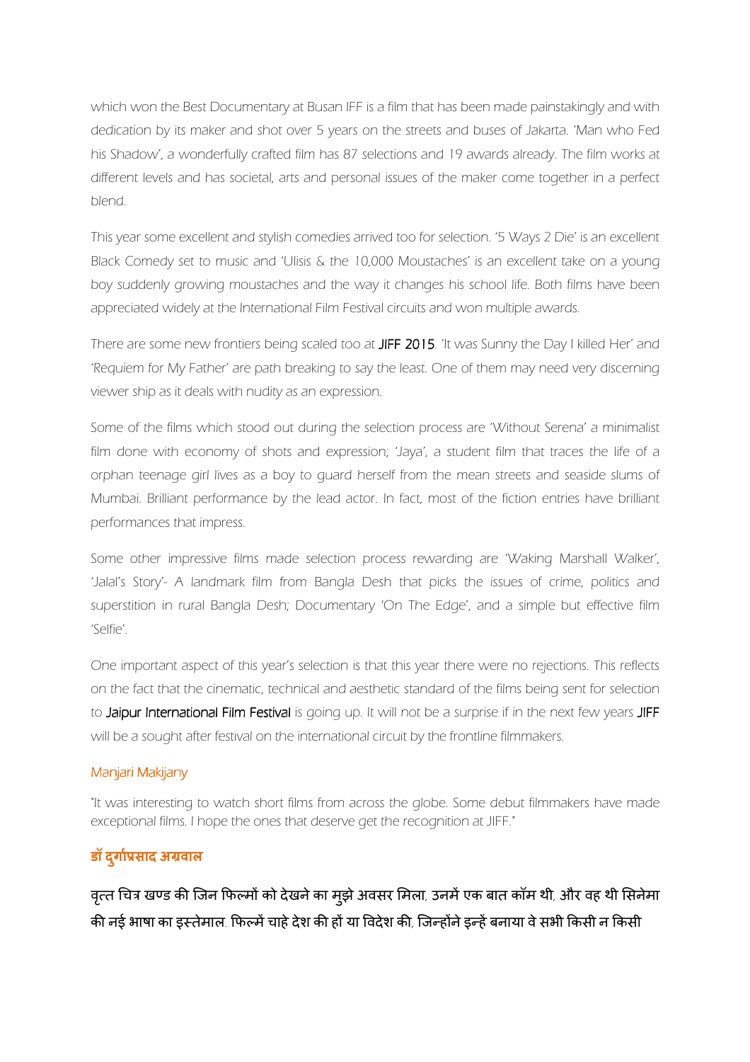which won the Best Documentary at Busan IFF is a film that has been made painstakingly and with dedication by its maker and shot over 5 years on the streets and buses of Jakarta. 'Man who Fed his Shadow', a wonderfully crafted film has 87 selections and 19 awards already. The film works at different levels and has societal, arts and personal issues of the maker come together in a perfect blend.

This year some excellent and stylish comedies arrived too for selection. '5 Ways 2 Die' is an excellent Black Comedy set to music and 'Ulisis & the 10,000 Moustaches' is an excellent take on a young boy suddenly growing moustaches and the way it changes his school life. Both films have been appreciated widely at the International Film Festival circuits and won multiple awards.

There are some new frontiers being scaled too at JIFF 2015. 'It was Sunny the Day I killed Her' and 'Requiem for My Father' are path breaking to say the least. One of them may need very discerning viewer ship as it deals with nudity as an expression.

Some of the films which stood out during the selection process are 'Without Serena' a minimalist film done with economy of shots and expression; 'Jaya', a student film that traces the life of a orphan teenage girl lives as a boy to guard herself from the mean streets and seaside slums of Mumbai. Brilliant performance by the lead actor. In fact, most of the fiction entries have brilliant performances that impress.

Some other impressive films made selection process rewarding are 'Waking Marshall Walker', 'Jalal's Story'- A landmark film from Bangla Desh that picks the issues of crime, politics and superstition in rural Bangla Desh; Documentary 'On The Edge', and a simple but effective film 'Selfie'.

One important aspect of this year's selection is that this year there were no rejections. This reflects on the fact that the cinematic, technical and aesthetic standard of the films being sent for selection to Jaipur International Film Festival is going up. It will not be a surprise if in the next few years JIFF will be a sought after festival on the international circuit by the frontline filmmakers.

### Manjari Makijany

"It was interesting to watch short films from across the globe. Some debut filmmakers have made exceptional films. I hope the ones that deserve get the recognition at JIFF."

### डॉ दुर्गाप्रसाद अग्रवाल

वृत्त चित्र खण्ड की जिन फिल्मों को देखने का मुझे अवसर मिला, उनमें एक बात कॉमन थी, और वह थी सिनेमा की नई भाषा का इस्तेमाल. फिल्में चाहे देश की हों या विदेश की, जिन्होंने इन्हें बनाया वे सभी किसी न किसी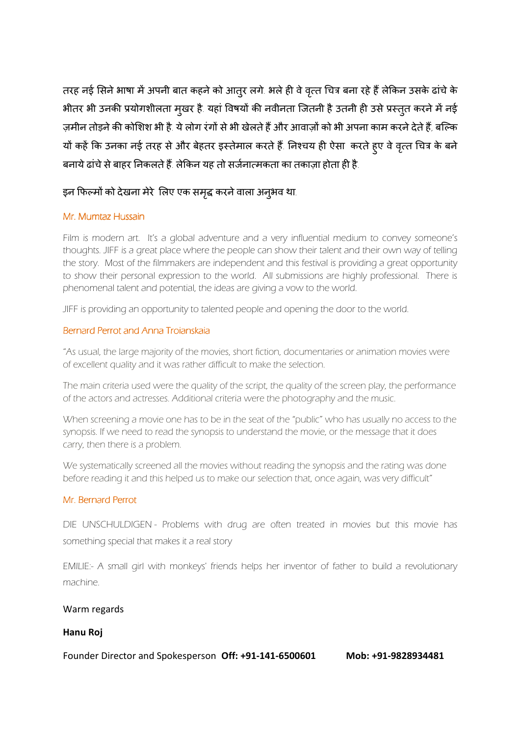तरह नई सिने भाषा में अपनी बात कहने को आतुर लगे. भले ही वे वृत्त चित्र बना रहे हैं लेकिन उसके ढांचे के भीतर भी उनकी प्रयोगशीलता मुखर है. यहां विषयों की नवीनता जितनी है उतनी ही उसे प्रस्तुत करने में नई ज़मीन तोड़ने की कोशिश भी है. ये लोग रंगों से भी खेलते हैं और आवाज़ों को भी अपना काम करने देते हैं, बल्कि यों कहें कि उनका नई तरह से और बेहतर इस्तेमाल करते हैं. निश्चय ही ऐसा करते हुए वे वृत्त चित्र के बने बनाये ढांचे से बाहर निकलते हैं. लेकिन यह तो सर्जनात्मकता का तकाज़ा होता ही है.

इन फिल्मों को देखना मेरे लिए एक समृद्ध करने वाला अनुभव था.

### Mr. Mumtaz Hussain

Film is modern art. It's a global adventure and a very influential medium to convey someone's thoughts. JIFF is a great place where the people can show their talent and their own way of telling the story. Most of the filmmakers are independent and this festival is providing a great opportunity to show their personal expression to the world. All submissions are highly professional. There is phenomenal talent and potential, the ideas are giving a vow to the world.

JIFF is providing an opportunity to talented people and opening the door to the world.

### Bernard Perrot and Anna Troianskaia

"As usual, the large majority of the movies, short fiction, documentaries or animation movies were of excellent quality and it was rather difficult to make the selection.

The main criteria used were the quality of the script, the quality of the screen play, the performance of the actors and actresses. Additional criteria were the photography and the music.

When screening a movie one has to be in the seat of the "public" who has usually no access to the synopsis. If we need to read the synopsis to understand the movie, or the message that it does carry, then there is a problem.

We systematically screened all the movies without reading the synopsis and the rating was done before reading it and this helped us to make our selection that, once again, was very difficult"

### Mr. Bernard Perrot

DIE UNSCHULDIGEN - Problems with drug are often treated in movies but this movie has something special that makes it a real story

EMILIE:- A small girl with monkeys' friends helps her inventor of father to build a revolutionary machine.

Warm regards

**Hanu Roj**

Founder Director and Spokesperson **Off: +91-141-6500601** **Mob: +91-9828934481**